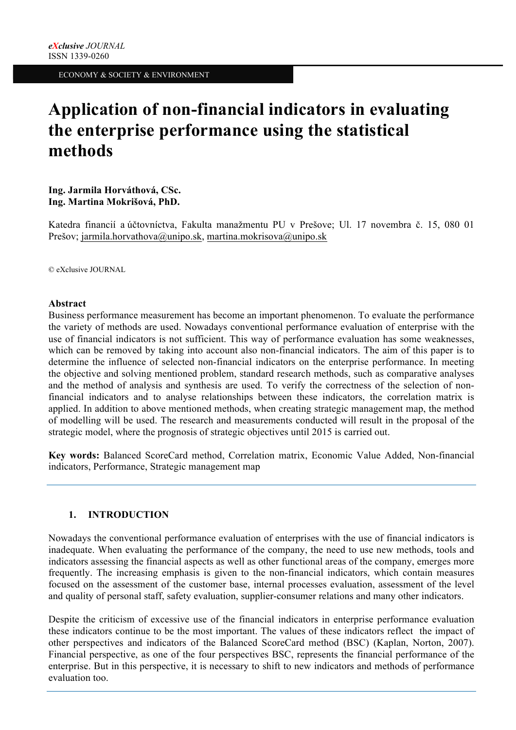*eXclusive JOURNAL*
ISSN 1339-0260

ECONOMY & SOCIETY & ENVIRONMENT

# Application of non-financial indicators in evaluating the enterprise performance using the statistical methods

**Ing. Jarmila Horváthová, CSc.**
**Ing. Martina Mokrišová, PhD.**

Katedra financií a účtovníctva, Fakulta manažmentu PU v Prešove; Ul. 17 novembra č. 15, 080 01 Prešov; jarmila.horvathova@unipo.sk, martina.mokrisova@unipo.sk

© eXclusive JOURNAL

**Abstract**

Business performance measurement has become an important phenomenon. To evaluate the performance the variety of methods are used. Nowadays conventional performance evaluation of enterprise with the use of financial indicators is not sufficient. This way of performance evaluation has some weaknesses, which can be removed by taking into account also non-financial indicators. The aim of this paper is to determine the influence of selected non-financial indicators on the enterprise performance. In meeting the objective and solving mentioned problem, standard research methods, such as comparative analyses and the method of analysis and synthesis are used. To verify the correctness of the selection of non-financial indicators and to analyse relationships between these indicators, the correlation matrix is applied. In addition to above mentioned methods, when creating strategic management map, the method of modelling will be used. The research and measurements conducted will result in the proposal of the strategic model, where the prognosis of strategic objectives until 2015 is carried out.

**Key words:** Balanced ScoreCard method, Correlation matrix, Economic Value Added, Non-financial indicators, Performance, Strategic management map

## 1. INTRODUCTION

Nowadays the conventional performance evaluation of enterprises with the use of financial indicators is inadequate. When evaluating the performance of the company, the need to use new methods, tools and indicators assessing the financial aspects as well as other functional areas of the company, emerges more frequently. The increasing emphasis is given to the non-financial indicators, which contain measures focused on the assessment of the customer base, internal processes evaluation, assessment of the level and quality of personal staff, safety evaluation, supplier-consumer relations and many other indicators.

Despite the criticism of excessive use of the financial indicators in enterprise performance evaluation these indicators continue to be the most important. The values of these indicators reflect the impact of other perspectives and indicators of the Balanced ScoreCard method (BSC) (Kaplan, Norton, 2007). Financial perspective, as one of the four perspectives BSC, represents the financial performance of the enterprise. But in this perspective, it is necessary to shift to new indicators and methods of performance evaluation too.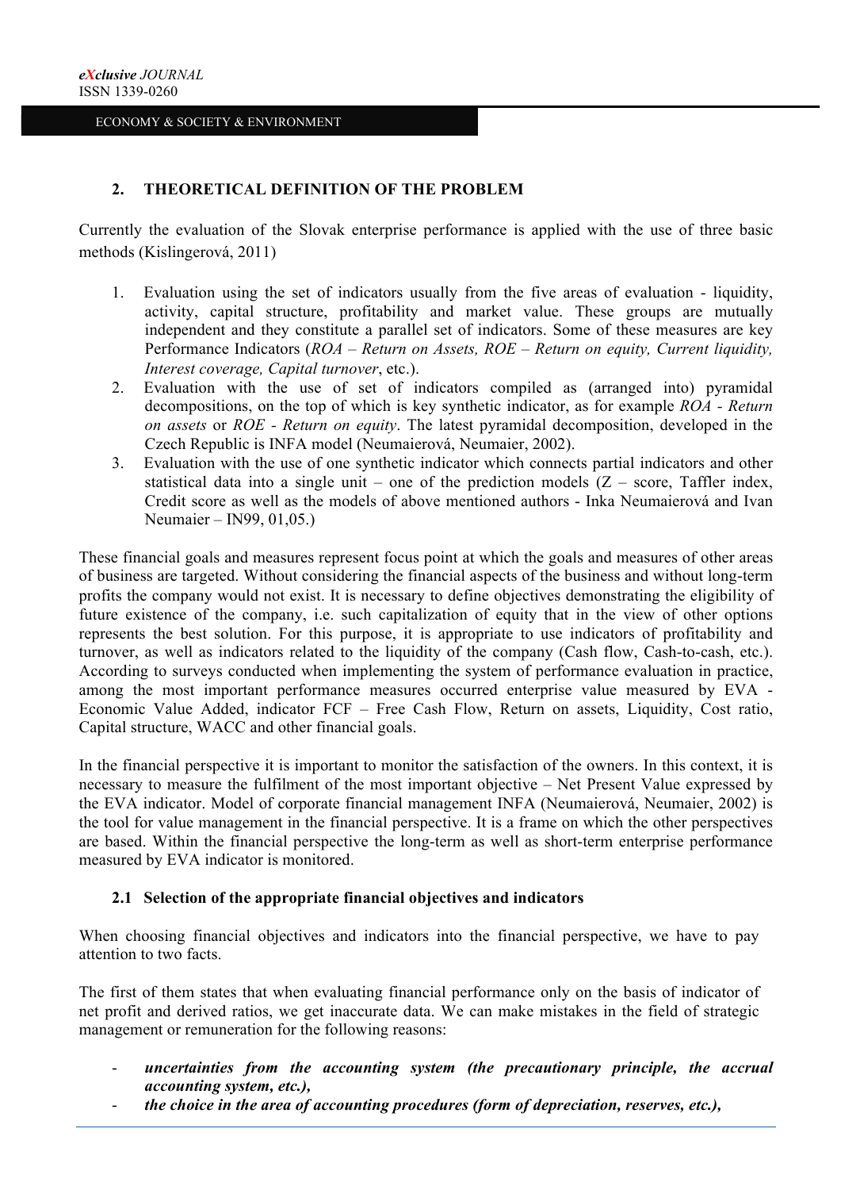## 2. THEORETICAL DEFINITION OF THE PROBLEM

Currently the evaluation of the Slovak enterprise performance is applied with the use of three basic methods (Kislingerová, 2011)

1. Evaluation using the set of indicators usually from the five areas of evaluation - liquidity, activity, capital structure, profitability and market value. These groups are mutually independent and they constitute a parallel set of indicators. Some of these measures are key Performance Indicators (*ROA – Return on Assets, ROE – Return on equity, Current liquidity, Interest coverage, Capital turnover*, etc.).
2. Evaluation with the use of set of indicators compiled as (arranged into) pyramidal decompositions, on the top of which is key synthetic indicator, as for example *ROA - Return on assets* or *ROE - Return on equity*. The latest pyramidal decomposition, developed in the Czech Republic is INFA model (Neumaierová, Neumaier, 2002).
3. Evaluation with the use of one synthetic indicator which connects partial indicators and other statistical data into a single unit – one of the prediction models (Z – score, Taffler index, Credit score as well as the models of above mentioned authors - Inka Neumaierová and Ivan Neumaier – IN99, 01,05.)

These financial goals and measures represent focus point at which the goals and measures of other areas of business are targeted. Without considering the financial aspects of the business and without long-term profits the company would not exist. It is necessary to define objectives demonstrating the eligibility of future existence of the company, i.e. such capitalization of equity that in the view of other options represents the best solution. For this purpose, it is appropriate to use indicators of profitability and turnover, as well as indicators related to the liquidity of the company (Cash flow, Cash-to-cash, etc.). According to surveys conducted when implementing the system of performance evaluation in practice, among the most important performance measures occurred enterprise value measured by EVA - Economic Value Added, indicator FCF – Free Cash Flow, Return on assets, Liquidity, Cost ratio, Capital structure, WACC and other financial goals.

In the financial perspective it is important to monitor the satisfaction of the owners. In this context, it is necessary to measure the fulfilment of the most important objective – Net Present Value expressed by the EVA indicator. Model of corporate financial management INFA (Neumaierová, Neumaier, 2002) is the tool for value management in the financial perspective. It is a frame on which the other perspectives are based. Within the financial perspective the long-term as well as short-term enterprise performance measured by EVA indicator is monitored.

### 2.1 Selection of the appropriate financial objectives and indicators

When choosing financial objectives and indicators into the financial perspective, we have to pay attention to two facts.

The first of them states that when evaluating financial performance only on the basis of indicator of net profit and derived ratios, we get inaccurate data. We can make mistakes in the field of strategic management or remuneration for the following reasons:

- ***uncertainties from the accounting system (the precautionary principle, the accrual accounting system, etc.),***
- ***the choice in the area of accounting procedures (form of depreciation, reserves, etc.),***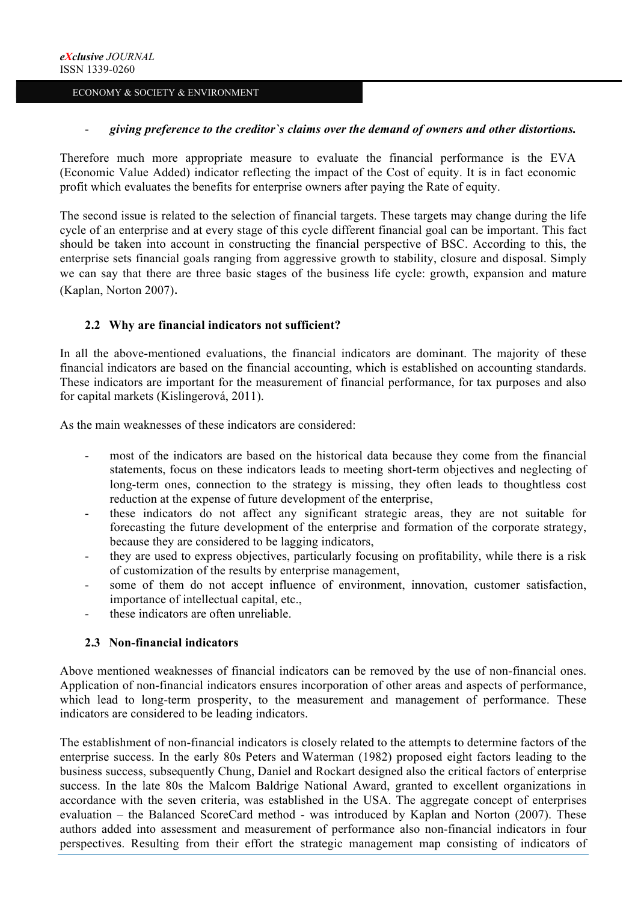- *giving preference to the creditor`s claims over the demand of owners and other distortions.*

Therefore much more appropriate measure to evaluate the financial performance is the EVA (Economic Value Added) indicator reflecting the impact of the Cost of equity. It is in fact economic profit which evaluates the benefits for enterprise owners after paying the Rate of equity.

The second issue is related to the selection of financial targets. These targets may change during the life cycle of an enterprise and at every stage of this cycle different financial goal can be important. This fact should be taken into account in constructing the financial perspective of BSC. According to this, the enterprise sets financial goals ranging from aggressive growth to stability, closure and disposal. Simply we can say that there are three basic stages of the business life cycle: growth, expansion and mature (Kaplan, Norton 2007).

### 2.2 Why are financial indicators not sufficient?

In all the above-mentioned evaluations, the financial indicators are dominant. The majority of these financial indicators are based on the financial accounting, which is established on accounting standards. These indicators are important for the measurement of financial performance, for tax purposes and also for capital markets (Kislingerová, 2011).

As the main weaknesses of these indicators are considered:

- most of the indicators are based on the historical data because they come from the financial statements, focus on these indicators leads to meeting short-term objectives and neglecting of long-term ones, connection to the strategy is missing, they often leads to thoughtless cost reduction at the expense of future development of the enterprise,
- these indicators do not affect any significant strategic areas, they are not suitable for forecasting the future development of the enterprise and formation of the corporate strategy, because they are considered to be lagging indicators,
- they are used to express objectives, particularly focusing on profitability, while there is a risk of customization of the results by enterprise management,
- some of them do not accept influence of environment, innovation, customer satisfaction, importance of intellectual capital, etc.,
- these indicators are often unreliable.

### 2.3 Non-financial indicators

Above mentioned weaknesses of financial indicators can be removed by the use of non-financial ones. Application of non-financial indicators ensures incorporation of other areas and aspects of performance, which lead to long-term prosperity, to the measurement and management of performance. These indicators are considered to be leading indicators.

The establishment of non-financial indicators is closely related to the attempts to determine factors of the enterprise success. In the early 80s Peters and Waterman (1982) proposed eight factors leading to the business success, subsequently Chung, Daniel and Rockart designed also the critical factors of enterprise success. In the late 80s the Malcom Baldrige National Award, granted to excellent organizations in accordance with the seven criteria, was established in the USA. The aggregate concept of enterprises evaluation – the Balanced ScoreCard method - was introduced by Kaplan and Norton (2007). These authors added into assessment and measurement of performance also non-financial indicators in four perspectives. Resulting from their effort the strategic management map consisting of indicators of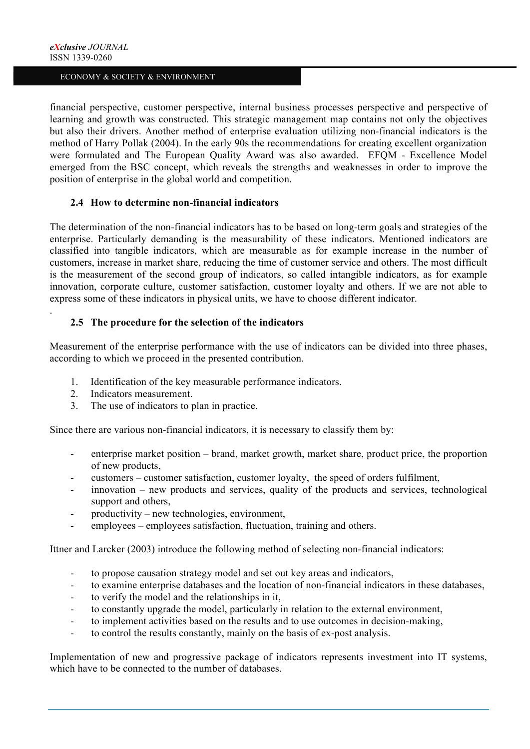financial perspective, customer perspective, internal business processes perspective and perspective of learning and growth was constructed. This strategic management map contains not only the objectives but also their drivers. Another method of enterprise evaluation utilizing non-financial indicators is the method of Harry Pollak (2004). In the early 90s the recommendations for creating excellent organization were formulated and The European Quality Award was also awarded. EFQM - Excellence Model emerged from the BSC concept, which reveals the strengths and weaknesses in order to improve the position of enterprise in the global world and competition.

### 2.4 How to determine non-financial indicators

The determination of the non-financial indicators has to be based on long-term goals and strategies of the enterprise. Particularly demanding is the measurability of these indicators. Mentioned indicators are classified into tangible indicators, which are measurable as for example increase in the number of customers, increase in market share, reducing the time of customer service and others. The most difficult is the measurement of the second group of indicators, so called intangible indicators, as for example innovation, corporate culture, customer satisfaction, customer loyalty and others. If we are not able to express some of these indicators in physical units, we have to choose different indicator.

.

### 2.5 The procedure for the selection of the indicators

Measurement of the enterprise performance with the use of indicators can be divided into three phases, according to which we proceed in the presented contribution.

1. Identification of the key measurable performance indicators.
2. Indicators measurement.
3. The use of indicators to plan in practice.

Since there are various non-financial indicators, it is necessary to classify them by:

- enterprise market position – brand, market growth, market share, product price, the proportion of new products,
- customers – customer satisfaction, customer loyalty, the speed of orders fulfilment,
- innovation – new products and services, quality of the products and services, technological support and others,
- productivity – new technologies, environment,
- employees – employees satisfaction, fluctuation, training and others.

Ittner and Larcker (2003) introduce the following method of selecting non-financial indicators:

- to propose causation strategy model and set out key areas and indicators,
- to examine enterprise databases and the location of non-financial indicators in these databases,
- to verify the model and the relationships in it,
- to constantly upgrade the model, particularly in relation to the external environment,
- to implement activities based on the results and to use outcomes in decision-making,
- to control the results constantly, mainly on the basis of ex-post analysis.

Implementation of new and progressive package of indicators represents investment into IT systems, which have to be connected to the number of databases.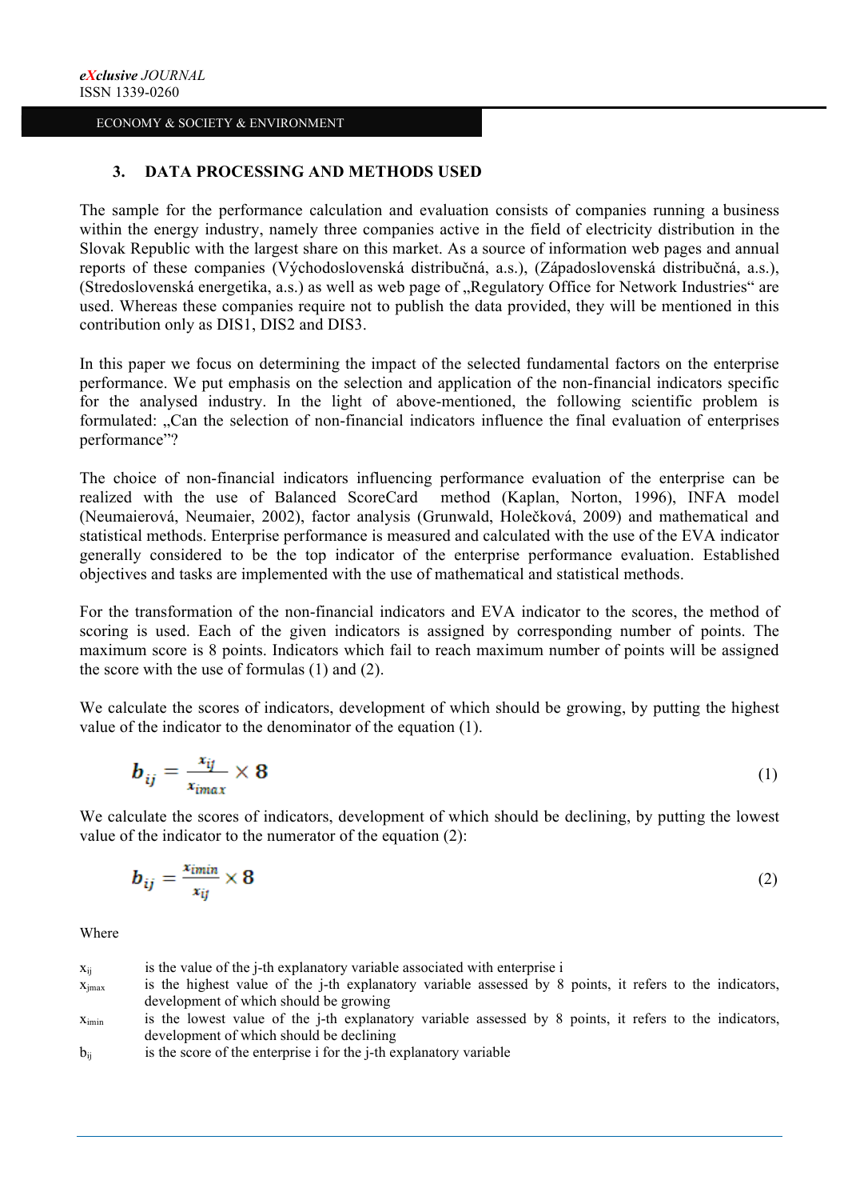## 3. DATA PROCESSING AND METHODS USED

The sample for the performance calculation and evaluation consists of companies running a business within the energy industry, namely three companies active in the field of electricity distribution in the Slovak Republic with the largest share on this market. As a source of information web pages and annual reports of these companies (Východoslovenská distribučná, a.s.), (Západoslovenská distribučná, a.s.), (Stredoslovenská energetika, a.s.) as well as web page of „Regulatory Office for Network Industries" are used. Whereas these companies require not to publish the data provided, they will be mentioned in this contribution only as DIS1, DIS2 and DIS3.

In this paper we focus on determining the impact of the selected fundamental factors on the enterprise performance. We put emphasis on the selection and application of the non-financial indicators specific for the analysed industry. In the light of above-mentioned, the following scientific problem is formulated: „Can the selection of non-financial indicators influence the final evaluation of enterprises performance"?

The choice of non-financial indicators influencing performance evaluation of the enterprise can be realized with the use of Balanced ScoreCard method (Kaplan, Norton, 1996), INFA model (Neumaierová, Neumaier, 2002), factor analysis (Grunwald, Holečková, 2009) and mathematical and statistical methods. Enterprise performance is measured and calculated with the use of the EVA indicator generally considered to be the top indicator of the enterprise performance evaluation. Established objectives and tasks are implemented with the use of mathematical and statistical methods.

For the transformation of the non-financial indicators and EVA indicator to the scores, the method of scoring is used. Each of the given indicators is assigned by corresponding number of points. The maximum score is 8 points. Indicators which fail to reach maximum number of points will be assigned the score with the use of formulas (1) and (2).

We calculate the scores of indicators, development of which should be growing, by putting the highest value of the indicator to the denominator of the equation (1).

$$b_{ij} = \frac{x_{ij}}{x_{imax}} \times 8 \tag{1}$$

We calculate the scores of indicators, development of which should be declining, by putting the lowest value of the indicator to the numerator of the equation (2):

$$b_{ij} = \frac{x_{imin}}{x_{ij}} \times 8 \tag{2}$$

Where

- $x_{ij}$ is the value of the j-th explanatory variable associated with enterprise i
- $x_{jmax}$ is the highest value of the j-th explanatory variable assessed by 8 points, it refers to the indicators, development of which should be growing
- $x_{imin}$ is the lowest value of the j-th explanatory variable assessed by 8 points, it refers to the indicators, development of which should be declining
- $b_{ij}$ is the score of the enterprise i for the j-th explanatory variable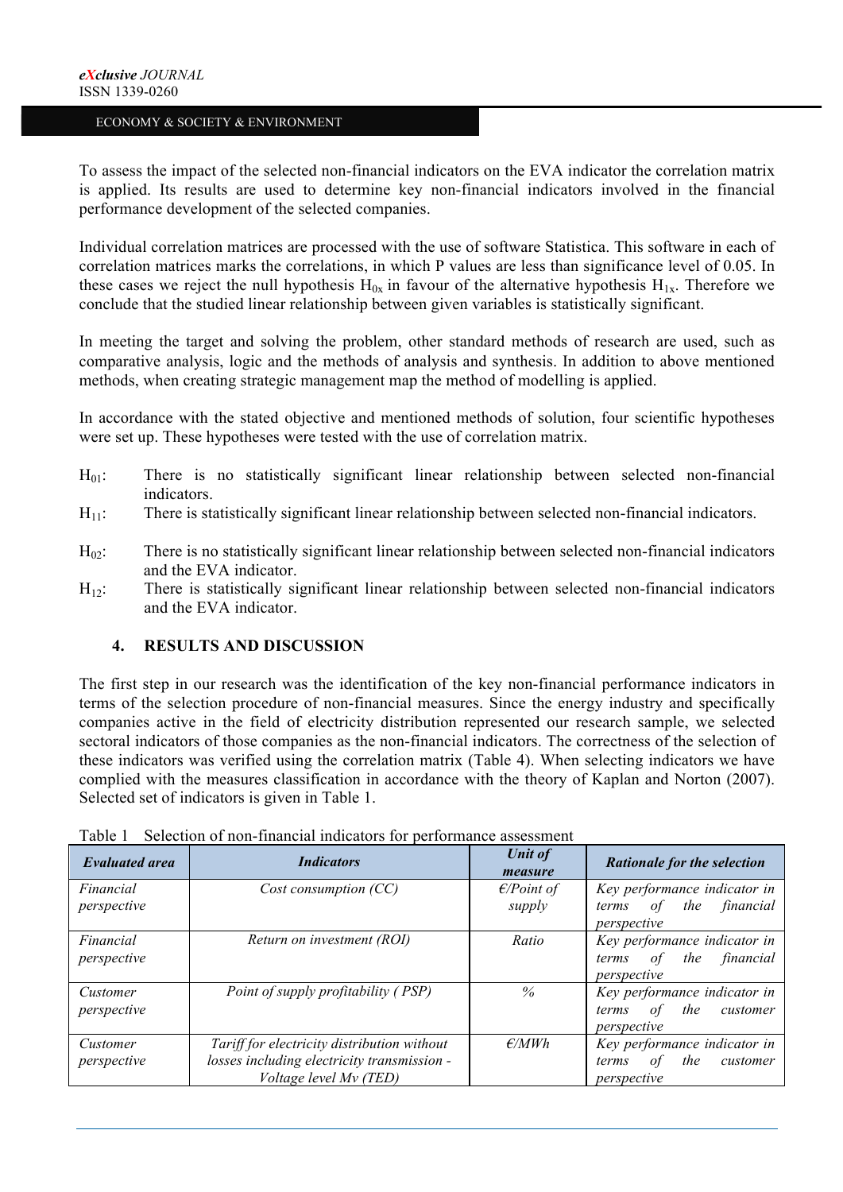To assess the impact of the selected non-financial indicators on the EVA indicator the correlation matrix is applied. Its results are used to determine key non-financial indicators involved in the financial performance development of the selected companies.

Individual correlation matrices are processed with the use of software Statistica. This software in each of correlation matrices marks the correlations, in which P values are less than significance level of 0.05. In these cases we reject the null hypothesis $H_{0x}$ in favour of the alternative hypothesis $H_{1x}$. Therefore we conclude that the studied linear relationship between given variables is statistically significant.

In meeting the target and solving the problem, other standard methods of research are used, such as comparative analysis, logic and the methods of analysis and synthesis. In addition to above mentioned methods, when creating strategic management map the method of modelling is applied.

In accordance with the stated objective and mentioned methods of solution, four scientific hypotheses were set up. These hypotheses were tested with the use of correlation matrix.

- $H_{01}$: There is no statistically significant linear relationship between selected non-financial indicators.
- $H_{11}$: There is statistically significant linear relationship between selected non-financial indicators.

- $H_{02}$: There is no statistically significant linear relationship between selected non-financial indicators and the EVA indicator.
- $H_{12}$: There is statistically significant linear relationship between selected non-financial indicators and the EVA indicator.

## 4. RESULTS AND DISCUSSION

The first step in our research was the identification of the key non-financial performance indicators in terms of the selection procedure of non-financial measures. Since the energy industry and specifically companies active in the field of electricity distribution represented our research sample, we selected sectoral indicators of those companies as the non-financial indicators. The correctness of the selection of these indicators was verified using the correlation matrix (Table 4). When selecting indicators we have complied with the measures classification in accordance with the theory of Kaplan and Norton (2007). Selected set of indicators is given in Table 1.

Table 1 Selection of non-financial indicators for performance assessment

| ***Evaluated area*** | ***Indicators*** | ***Unit of measure*** | ***Rationale for the selection*** |
|---|---|---|---|
| *Financial perspective* | *Cost consumption (CC)* | *€/Point of supply* | *Key performance indicator in terms of the financial perspective* |
| *Financial perspective* | *Return on investment (ROI)* | *Ratio* | *Key performance indicator in terms of the financial perspective* |
| *Customer perspective* | *Point of supply profitability ( PSP)* | *%* | *Key performance indicator in terms of the customer perspective* |
| *Customer perspective* | *Tariff for electricity distribution without losses including electricity transmission - Voltage level Mv (TED)* | *€/MWh* | *Key performance indicator in terms of the customer perspective* |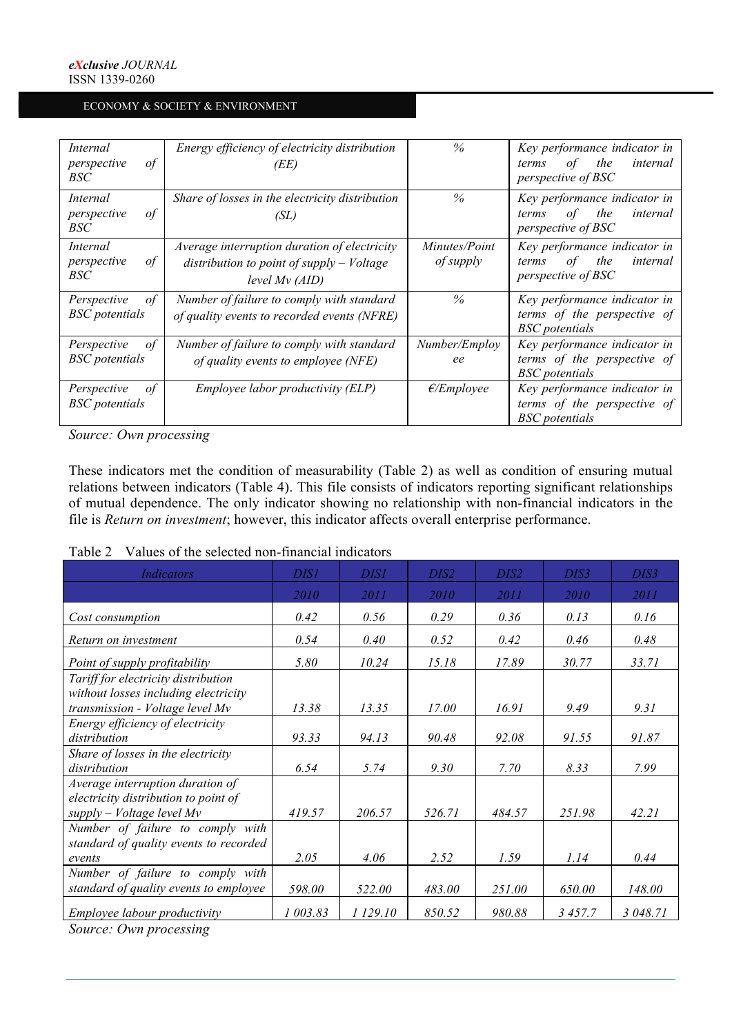| | | | |
|---|---|---|---|
| *Internal perspective of BSC* | *Energy efficiency of electricity distribution (EE)* | *%* | *Key performance indicator in terms of the internal perspective of BSC* |
| *Internal perspective of BSC* | *Share of losses in the electricity distribution (SL)* | *%* | *Key performance indicator in terms of the internal perspective of BSC* |
| *Internal perspective of BSC* | *Average interruption duration of electricity distribution to point of supply – Voltage level Mv (AID)* | *Minutes/Point of supply* | *Key performance indicator in terms of the internal perspective of BSC* |
| *Perspective of BSC potentials* | *Number of failure to comply with standard of quality events to recorded events (NFRE)* | *%* | *Key performance indicator in terms of the perspective of BSC potentials* |
| *Perspective of BSC potentials* | *Number of failure to comply with standard of quality events to employee (NFE)* | *Number/Employee* | *Key performance indicator in terms of the perspective of BSC potentials* |
| *Perspective of BSC potentials* | *Employee labor productivity (ELP)* | *€/Employee* | *Key performance indicator in terms of the perspective of BSC potentials* |

*Source: Own processing*

These indicators met the condition of measurability (Table 2) as well as condition of ensuring mutual relations between indicators (Table 4). This file consists of indicators reporting significant relationships of mutual dependence. The only indicator showing no relationship with non-financial indicators in the file is *Return on investment*; however, this indicator affects overall enterprise performance.

Table 2 Values of the selected non-financial indicators

| *Indicators* | *DIS1* | *DIS1* | *DIS2* | *DIS2* | *DIS3* | *DIS3* |
|---|---|---|---|---|---|---|
| | *2010* | *2011* | *2010* | *2011* | *2010* | *2011* |
| *Cost consumption* | *0.42* | *0.56* | *0.29* | *0.36* | *0.13* | *0.16* |
| *Return on investment* | *0.54* | *0.40* | *0.52* | *0.42* | *0.46* | *0.48* |
| *Point of supply profitability* | *5.80* | *10.24* | *15.18* | *17.89* | *30.77* | *33.71* |
| *Tariff for electricity distribution without losses including electricity transmission - Voltage level Mv* | *13.38* | *13.35* | *17.00* | *16.91* | *9.49* | *9.31* |
| *Energy efficiency of electricity distribution* | *93.33* | *94.13* | *90.48* | *92.08* | *91.55* | *91.87* |
| *Share of losses in the electricity distribution* | *6.54* | *5.74* | *9.30* | *7.70* | *8.33* | *7.99* |
| *Average interruption duration of electricity distribution to point of supply – Voltage level Mv* | *419.57* | *206.57* | *526.71* | *484.57* | *251.98* | *42.21* |
| *Number of failure to comply with standard of quality events to recorded events* | *2.05* | *4.06* | *2.52* | *1.59* | *1.14* | *0.44* |
| *Number of failure to comply with standard of quality events to employee* | *598.00* | *522.00* | *483.00* | *251.00* | *650.00* | *148.00* |
| *Employee labour productivity* | *1 003.83* | *1 129.10* | *850.52* | *980.88* | *3 457.7* | *3 048.71* |

*Source: Own processing*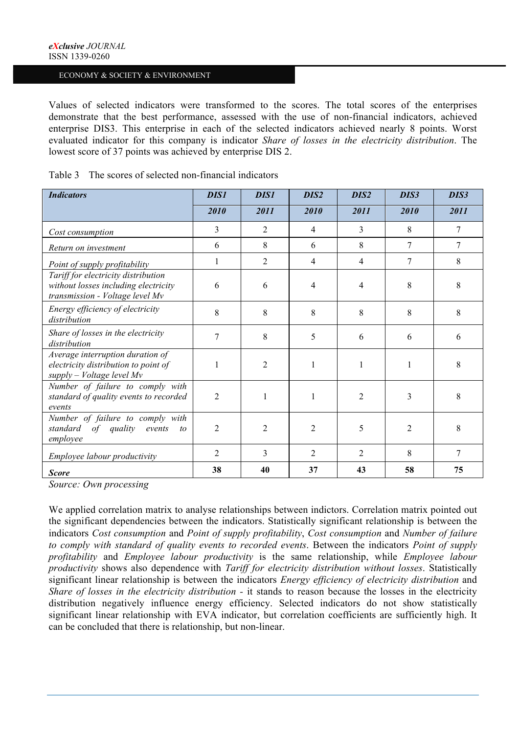Values of selected indicators were transformed to the scores. The total scores of the enterprises demonstrate that the best performance, assessed with the use of non-financial indicators, achieved enterprise DIS3. This enterprise in each of the selected indicators achieved nearly 8 points. Worst evaluated indicator for this company is indicator *Share of losses in the electricity distribution*. The lowest score of 37 points was achieved by enterprise DIS 2.

Table 3 The scores of selected non-financial indicators

| ***Indicators*** | ***DIS1*** | ***DIS1*** | ***DIS2*** | ***DIS2*** | ***DIS3*** | ***DIS3*** |
|---|---|---|---|---|---|---|
| | ***2010*** | ***2011*** | ***2010*** | ***2011*** | ***2010*** | ***2011*** |
| *Cost consumption* | 3 | 2 | 4 | 3 | 8 | 7 |
| *Return on investment* | 6 | 8 | 6 | 8 | 7 | 7 |
| *Point of supply profitability* | 1 | 2 | 4 | 4 | 7 | 8 |
| *Tariff for electricity distribution without losses including electricity transmission - Voltage level Mv* | 6 | 6 | 4 | 4 | 8 | 8 |
| *Energy efficiency of electricity distribution* | 8 | 8 | 8 | 8 | 8 | 8 |
| *Share of losses in the electricity distribution* | 7 | 8 | 5 | 6 | 6 | 6 |
| *Average interruption duration of electricity distribution to point of supply – Voltage level Mv* | 1 | 2 | 1 | 1 | 1 | 8 |
| *Number of failure to comply with standard of quality events to recorded events* | 2 | 1 | 1 | 2 | 3 | 8 |
| *Number of failure to comply with standard of quality events to employee* | 2 | 2 | 2 | 5 | 2 | 8 |
| *Employee labour productivity* | 2 | 3 | 2 | 2 | 8 | 7 |
| ***Score*** | **38** | **40** | **37** | **43** | **58** | **75** |

*Source: Own processing*

We applied correlation matrix to analyse relationships between indictors. Correlation matrix pointed out the significant dependencies between the indicators. Statistically significant relationship is between the indicators *Cost consumption* and *Point of supply profitability*, *Cost consumption* and *Number of failure to comply with standard of quality events to recorded events*. Between the indicators *Point of supply profitability* and *Employee labour productivity* is the same relationship, while *Employee labour productivity* shows also dependence with *Tariff for electricity distribution without losses*. Statistically significant linear relationship is between the indicators *Energy efficiency of electricity distribution* and *Share of losses in the electricity distribution* - it stands to reason because the losses in the electricity distribution negatively influence energy efficiency. Selected indicators do not show statistically significant linear relationship with EVA indicator, but correlation coefficients are sufficiently high. It can be concluded that there is relationship, but non-linear.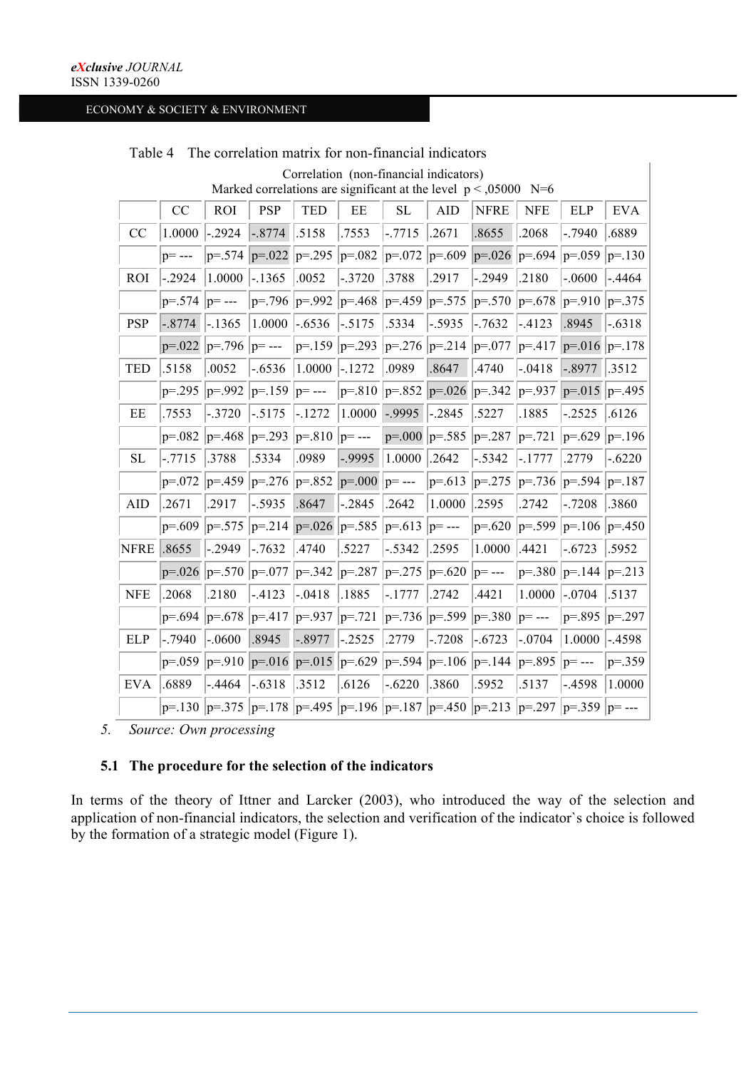Table 4 The correlation matrix for non-financial indicators

| Correlation (non-financial indicators) Marked correlations are significant at the level p < ,05000 N=6 | | | | | | | | | | | |
|---|---|---|---|---|---|---|---|---|---|---|---|
| | CC | ROI | PSP | TED | EE | SL | AID | NFRE | NFE | ELP | EVA |
| CC | 1.0000 | -.2924 | -.8774 | .5158 | .7553 | -.7715 | .2671 | .8655 | .2068 | -.7940 | .6889 |
| | p= --- | p=.574 | p=.022 | p=.295 | p=.082 | p=.072 | p=.609 | p=.026 | p=.694 | p=.059 | p=.130 |
| ROI | -.2924 | 1.0000 | -.1365 | .0052 | -.3720 | .3788 | .2917 | -.2949 | .2180 | -.0600 | -.4464 |
| | p=.574 | p= --- | p=.796 | p=.992 | p=.468 | p=.459 | p=.575 | p=.570 | p=.678 | p=.910 | p=.375 |
| PSP | -.8774 | -.1365 | 1.0000 | -.6536 | -.5175 | .5334 | -.5935 | -.7632 | -.4123 | .8945 | -.6318 |
| | p=.022 | p=.796 | p= --- | p=.159 | p=.293 | p=.276 | p=.214 | p=.077 | p=.417 | p=.016 | p=.178 |
| TED | .5158 | .0052 | -.6536 | 1.0000 | -.1272 | .0989 | .8647 | .4740 | -.0418 | -.8977 | .3512 |
| | p=.295 | p=.992 | p=.159 | p= --- | p=.810 | p=.852 | p=.026 | p=.342 | p=.937 | p=.015 | p=.495 |
| EE | .7553 | -.3720 | -.5175 | -.1272 | 1.0000 | -.9995 | -.2845 | .5227 | .1885 | -.2525 | .6126 |
| | p=.082 | p=.468 | p=.293 | p=.810 | p= --- | p=.000 | p=.585 | p=.287 | p=.721 | p=.629 | p=.196 |
| SL | -.7715 | .3788 | .5334 | .0989 | -.9995 | 1.0000 | .2642 | -.5342 | -.1777 | .2779 | -.6220 |
| | p=.072 | p=.459 | p=.276 | p=.852 | p=.000 | p= --- | p=.613 | p=.275 | p=.736 | p=.594 | p=.187 |
| AID | .2671 | .2917 | -.5935 | .8647 | -.2845 | .2642 | 1.0000 | .2595 | .2742 | -.7208 | .3860 |
| | p=.609 | p=.575 | p=.214 | p=.026 | p=.585 | p=.613 | p= --- | p=.620 | p=.599 | p=.106 | p=.450 |
| NFRE | .8655 | -.2949 | -.7632 | .4740 | .5227 | -.5342 | .2595 | 1.0000 | .4421 | -.6723 | .5952 |
| | p=.026 | p=.570 | p=.077 | p=.342 | p=.287 | p=.275 | p=.620 | p= --- | p=.380 | p=.144 | p=.213 |
| NFE | .2068 | .2180 | -.4123 | -.0418 | .1885 | -.1777 | .2742 | .4421 | 1.0000 | -.0704 | .5137 |
| | p=.694 | p=.678 | p=.417 | p=.937 | p=.721 | p=.736 | p=.599 | p=.380 | p= --- | p=.895 | p=.297 |
| ELP | -.7940 | -.0600 | .8945 | -.8977 | -.2525 | .2779 | -.7208 | -.6723 | -.0704 | 1.0000 | -.4598 |
| | p=.059 | p=.910 | p=.016 | p=.015 | p=.629 | p=.594 | p=.106 | p=.144 | p=.895 | p= --- | p=.359 |
| EVA | .6889 | -.4464 | -.6318 | .3512 | .6126 | -.6220 | .3860 | .5952 | .5137 | -.4598 | 1.0000 |
| | p=.130 | p=.375 | p=.178 | p=.495 | p=.196 | p=.187 | p=.450 | p=.213 | p=.297 | p=.359 | p= --- |

5. *Source: Own processing*

### 5.1 The procedure for the selection of the indicators

In terms of the theory of Ittner and Larcker (2003), who introduced the way of the selection and application of non-financial indicators, the selection and verification of the indicator`s choice is followed by the formation of a strategic model (Figure 1).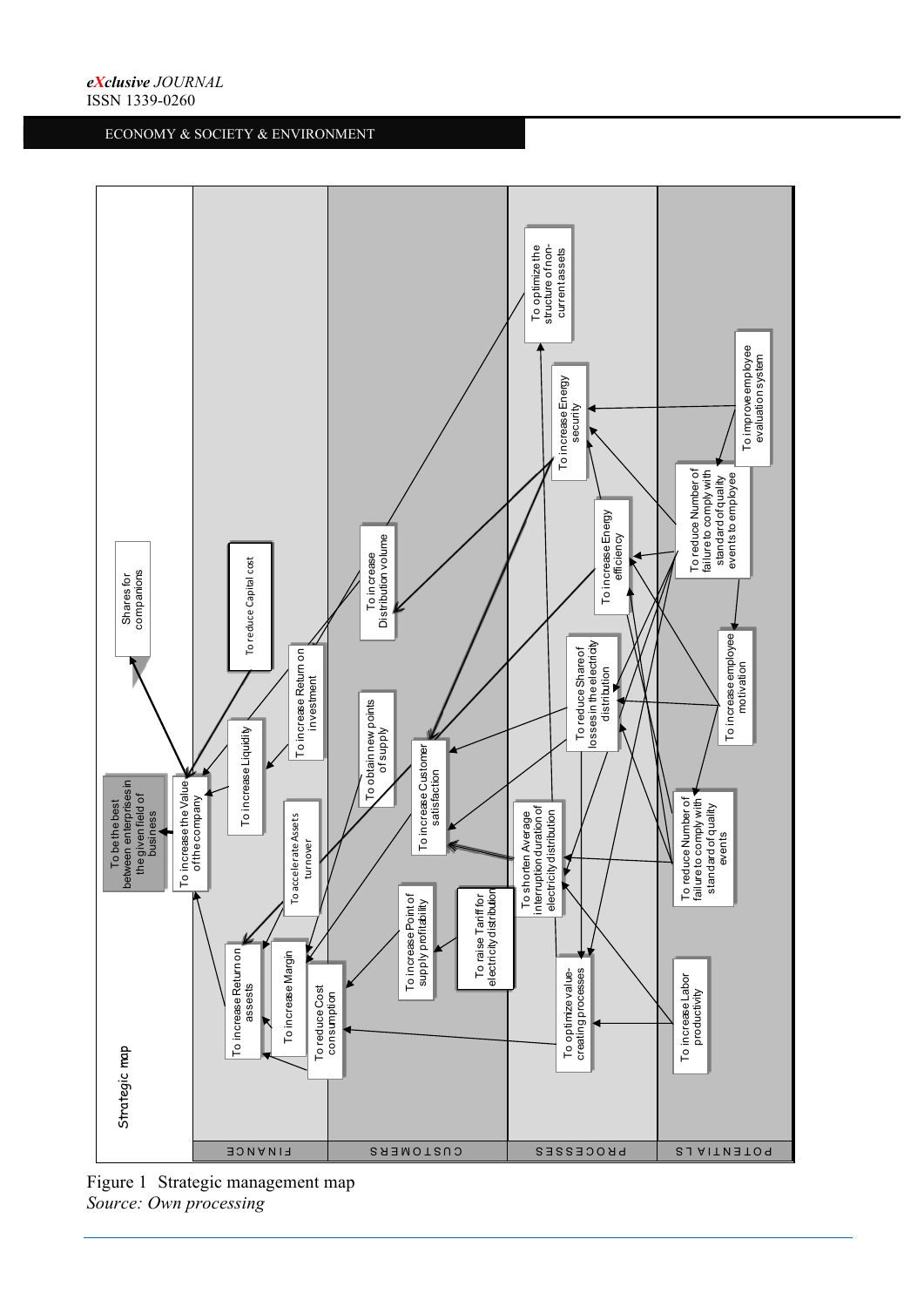Strategic map

FINANCE

CUSTOMERS

PROCESSES

POTENTIALS

To be the best between enterprises in the given field of business

Shares for companions

To increase the Value of the company

To reduce Capital cost

To increase Liquidity

To increase Return on investment

To accelerate Assets turnover

To increase Return on assests

To increase Margin

To reduce Cost consumption

To increase Distribution volume

To obtain new points of supply

To increase Customer satisfaction

To increase Point of supply profitability

To raise Tariff for electricity distribution

To optimize the structure of non-current assets

To increase Energy security

To increase Energy efficiency

To reduce Share of losses in the electricity distribution

To shorten Average interruption duration of electricity distribution

To optimize value-creating processes

To improve employee evaluation system

To reduce Number of failure to comply with standard of quality events to employee

To increase employee motivation

To reduce Number of failure to comply with standard of quality events

To increase Labor productivity

Figure 1 Strategic management map
*Source: Own processing*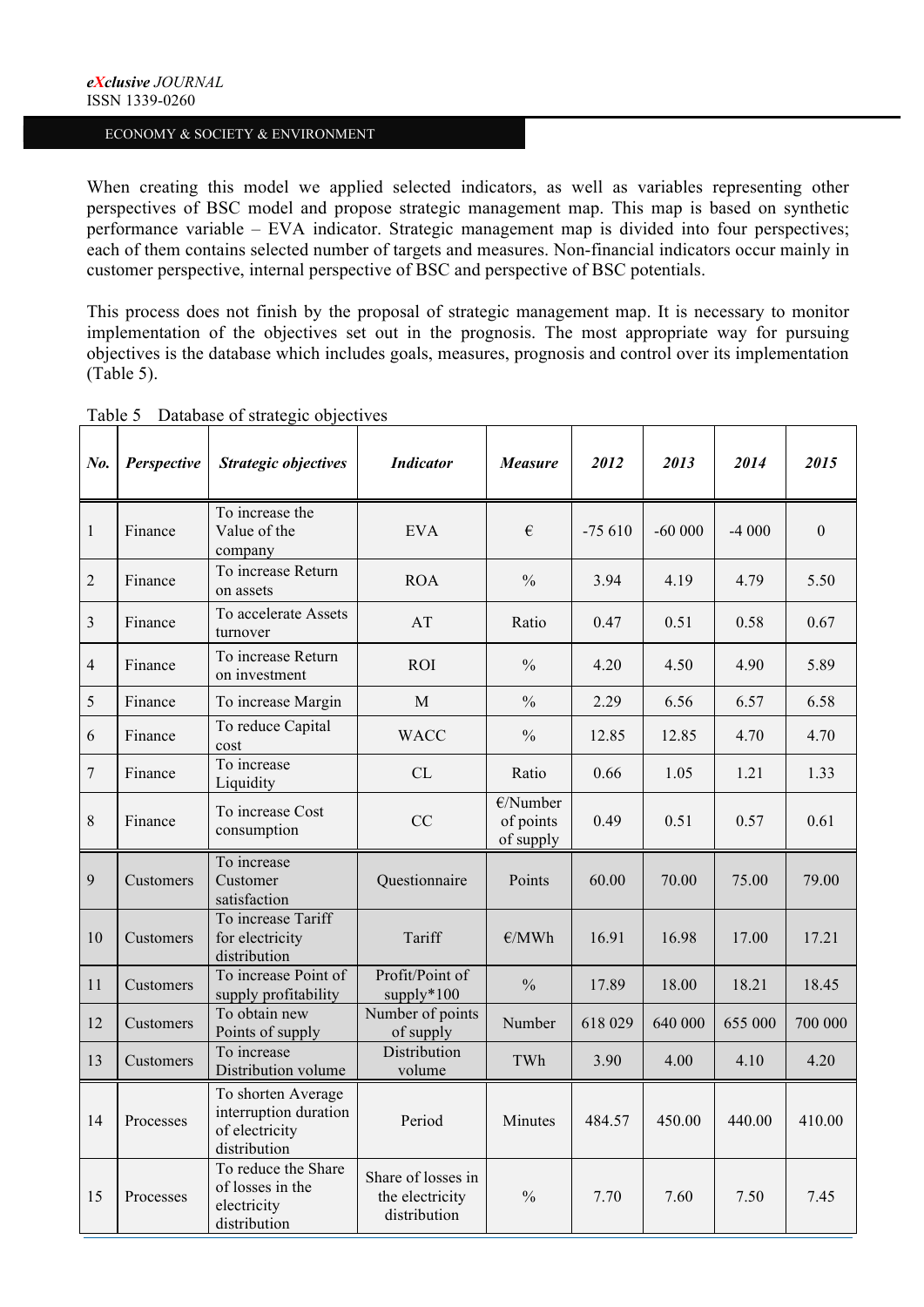When creating this model we applied selected indicators, as well as variables representing other perspectives of BSC model and propose strategic management map. This map is based on synthetic performance variable – EVA indicator. Strategic management map is divided into four perspectives; each of them contains selected number of targets and measures. Non-financial indicators occur mainly in customer perspective, internal perspective of BSC and perspective of BSC potentials.

This process does not finish by the proposal of strategic management map. It is necessary to monitor implementation of the objectives set out in the prognosis. The most appropriate way for pursuing objectives is the database which includes goals, measures, prognosis and control over its implementation (Table 5).

Table 5 Database of strategic objectives

| *No.* | *Perspective* | *Strategic objectives* | *Indicator* | *Measure* | *2012* | *2013* | *2014* | *2015* |
|---|---|---|---|---|---|---|---|---|
| 1 | Finance | To increase the Value of the company | EVA | € | -75 610 | -60 000 | -4 000 | 0 |
| 2 | Finance | To increase Return on assets | ROA | % | 3.94 | 4.19 | 4.79 | 5.50 |
| 3 | Finance | To accelerate Assets turnover | AT | Ratio | 0.47 | 0.51 | 0.58 | 0.67 |
| 4 | Finance | To increase Return on investment | ROI | % | 4.20 | 4.50 | 4.90 | 5.89 |
| 5 | Finance | To increase Margin | M | % | 2.29 | 6.56 | 6.57 | 6.58 |
| 6 | Finance | To reduce Capital cost | WACC | % | 12.85 | 12.85 | 4.70 | 4.70 |
| 7 | Finance | To increase Liquidity | CL | Ratio | 0.66 | 1.05 | 1.21 | 1.33 |
| 8 | Finance | To increase Cost consumption | CC | €/Number of points of supply | 0.49 | 0.51 | 0.57 | 0.61 |
| 9 | Customers | To increase Customer satisfaction | Questionnaire | Points | 60.00 | 70.00 | 75.00 | 79.00 |
| 10 | Customers | To increase Tariff for electricity distribution | Tariff | €/MWh | 16.91 | 16.98 | 17.00 | 17.21 |
| 11 | Customers | To increase Point of supply profitability | Profit/Point of supply*100 | % | 17.89 | 18.00 | 18.21 | 18.45 |
| 12 | Customers | To obtain new Points of supply | Number of points of supply | Number | 618 029 | 640 000 | 655 000 | 700 000 |
| 13 | Customers | To increase Distribution volume | Distribution volume | TWh | 3.90 | 4.00 | 4.10 | 4.20 |
| 14 | Processes | To shorten Average interruption duration of electricity distribution | Period | Minutes | 484.57 | 450.00 | 440.00 | 410.00 |
| 15 | Processes | To reduce the Share of losses in the electricity distribution | Share of losses in the electricity distribution | % | 7.70 | 7.60 | 7.50 | 7.45 |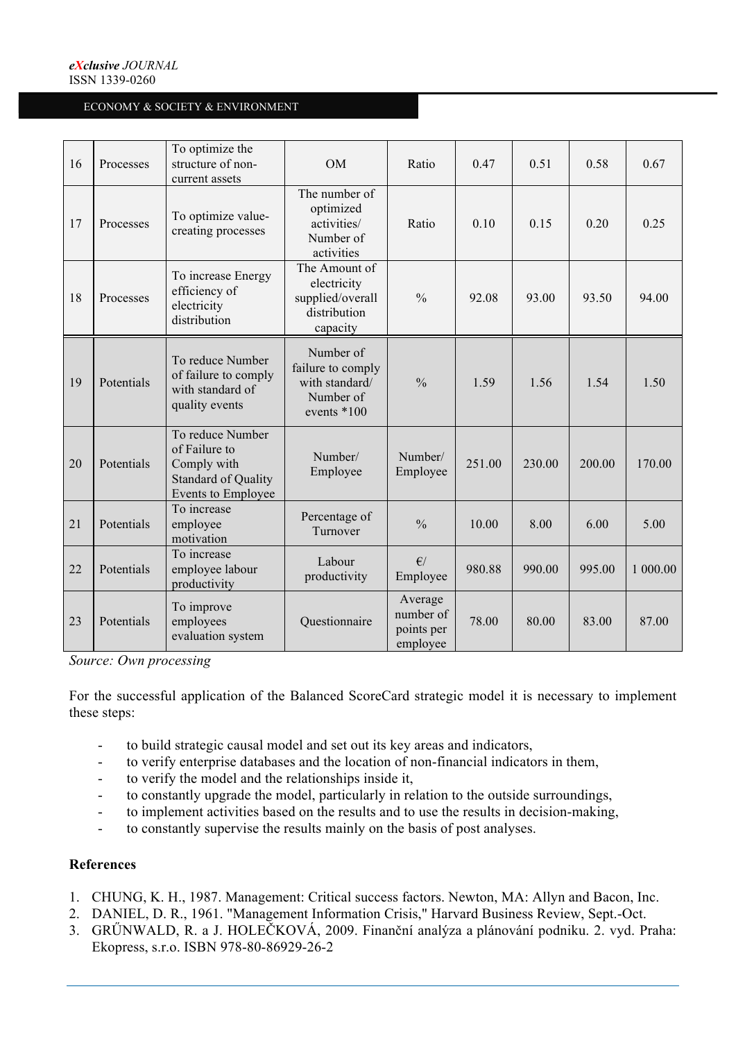| 16 | Processes | To optimize the structure of non-current assets | OM | Ratio | 0.47 | 0.51 | 0.58 | 0.67 |
|---|---|---|---|---|---|---|---|---|
| 17 | Processes | To optimize value-creating processes | The number of optimized activities/ Number of activities | Ratio | 0.10 | 0.15 | 0.20 | 0.25 |
| 18 | Processes | To increase Energy efficiency of electricity distribution | The Amount of electricity supplied/overall distribution capacity | % | 92.08 | 93.00 | 93.50 | 94.00 |
| 19 | Potentials | To reduce Number of failure to comply with standard of quality events | Number of failure to comply with standard/ Number of events *100 | % | 1.59 | 1.56 | 1.54 | 1.50 |
| 20 | Potentials | To reduce Number of Failure to Comply with Standard of Quality Events to Employee | Number/ Employee | Number/ Employee | 251.00 | 230.00 | 200.00 | 170.00 |
| 21 | Potentials | To increase employee motivation | Percentage of Turnover | % | 10.00 | 8.00 | 6.00 | 5.00 |
| 22 | Potentials | To increase employee labour productivity | Labour productivity | €/ Employee | 980.88 | 990.00 | 995.00 | 1 000.00 |
| 23 | Potentials | To improve employees evaluation system | Questionnaire | Average number of points per employee | 78.00 | 80.00 | 83.00 | 87.00 |

*Source: Own processing*

For the successful application of the Balanced ScoreCard strategic model it is necessary to implement these steps:

- to build strategic causal model and set out its key areas and indicators,
- to verify enterprise databases and the location of non-financial indicators in them,
- to verify the model and the relationships inside it,
- to constantly upgrade the model, particularly in relation to the outside surroundings,
- to implement activities based on the results and to use the results in decision-making,
- to constantly supervise the results mainly on the basis of post analyses.

**References**

1. CHUNG, K. H., 1987. Management: Critical success factors. Newton, MA: Allyn and Bacon, Inc.
2. DANIEL, D. R., 1961. "Management Information Crisis," Harvard Business Review, Sept.-Oct.
3. GRŰNWALD, R. a J. HOLEČKOVÁ, 2009. Finanční analýza a plánování podniku. 2. vyd. Praha: Ekopress, s.r.o. ISBN 978-80-86929-26-2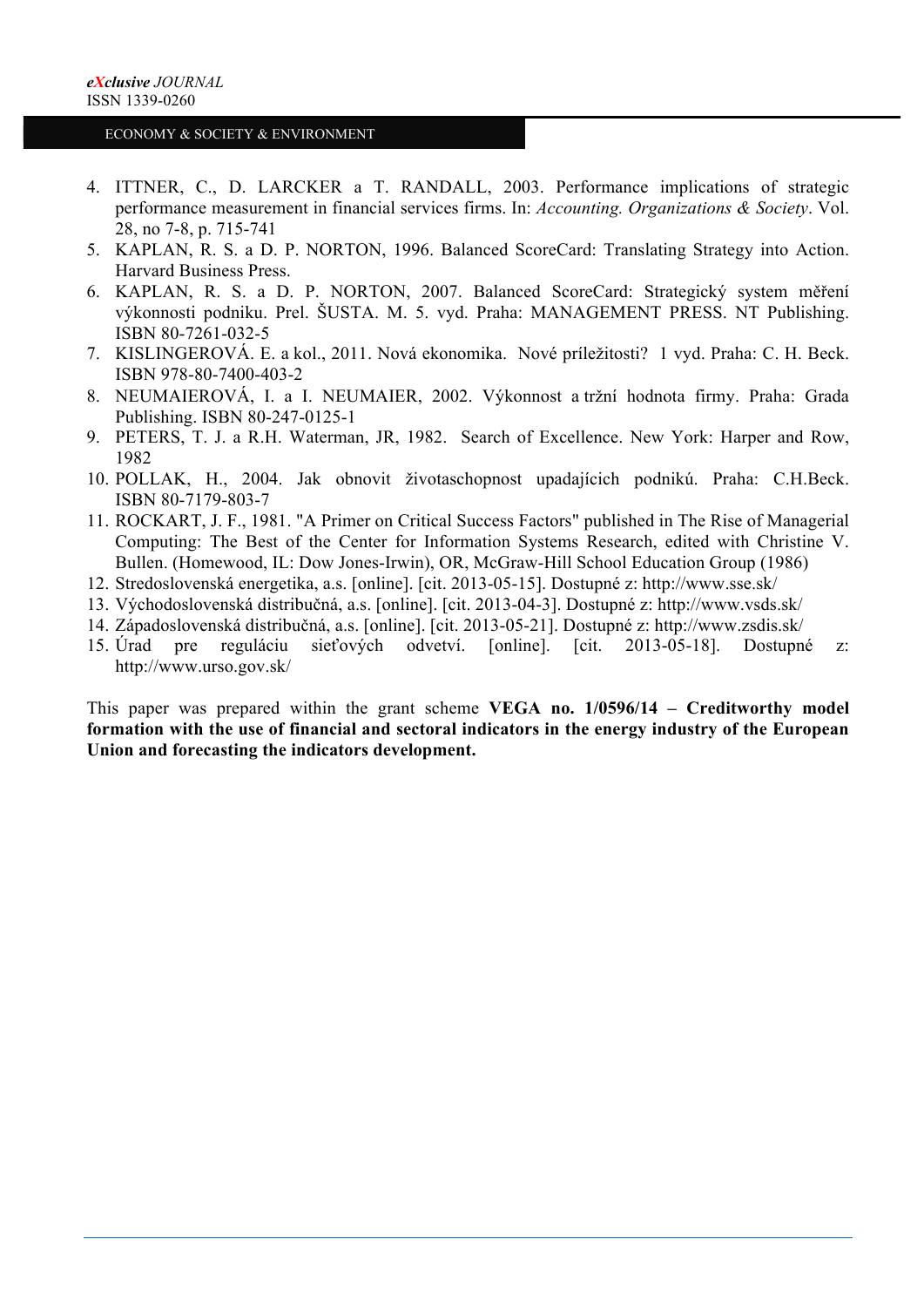4. ITTNER, C., D. LARCKER a T. RANDALL, 2003. Performance implications of strategic performance measurement in financial services firms. In: *Accounting. Organizations & Society*. Vol. 28, no 7-8, p. 715-741
5. KAPLAN, R. S. a D. P. NORTON, 1996. Balanced ScoreCard: Translating Strategy into Action. Harvard Business Press.
6. KAPLAN, R. S. a D. P. NORTON, 2007. Balanced ScoreCard: Strategický system měření výkonnosti podniku. Prel. ŠUSTA. M. 5. vyd. Praha: MANAGEMENT PRESS. NT Publishing. ISBN 80-7261-032-5
7. KISLINGEROVÁ. E. a kol., 2011. Nová ekonomika. Nové príležitosti? 1 vyd. Praha: C. H. Beck. ISBN 978-80-7400-403-2
8. NEUMAIEROVÁ, I. a I. NEUMAIER, 2002. Výkonnost a tržní hodnota firmy. Praha: Grada Publishing. ISBN 80-247-0125-1
9. PETERS, T. J. a R.H. Waterman, JR, 1982. Search of Excellence. New York: Harper and Row, 1982
10. POLLAK, H., 2004. Jak obnovit životaschopnost upadajících podniků. Praha: C.H.Beck. ISBN 80-7179-803-7
11. ROCKART, J. F., 1981. "A Primer on Critical Success Factors" published in The Rise of Managerial Computing: The Best of the Center for Information Systems Research, edited with Christine V. Bullen. (Homewood, IL: Dow Jones-Irwin), OR, McGraw-Hill School Education Group (1986)
12. Stredoslovenská energetika, a.s. [online]. [cit. 2013-05-15]. Dostupné z: http://www.sse.sk/
13. Východoslovenská distribučná, a.s. [online]. [cit. 2013-04-3]. Dostupné z: http://www.vsds.sk/
14. Západoslovenská distribučná, a.s. [online]. [cit. 2013-05-21]. Dostupné z: http://www.zsdis.sk/
15. Úrad pre reguláciu sieťových odvetví. [online]. [cit. 2013-05-18]. Dostupné z: http://www.urso.gov.sk/

This paper was prepared within the grant scheme **VEGA no. 1/0596/14 – Creditworthy model formation with the use of financial and sectoral indicators in the energy industry of the European Union and forecasting the indicators development.**